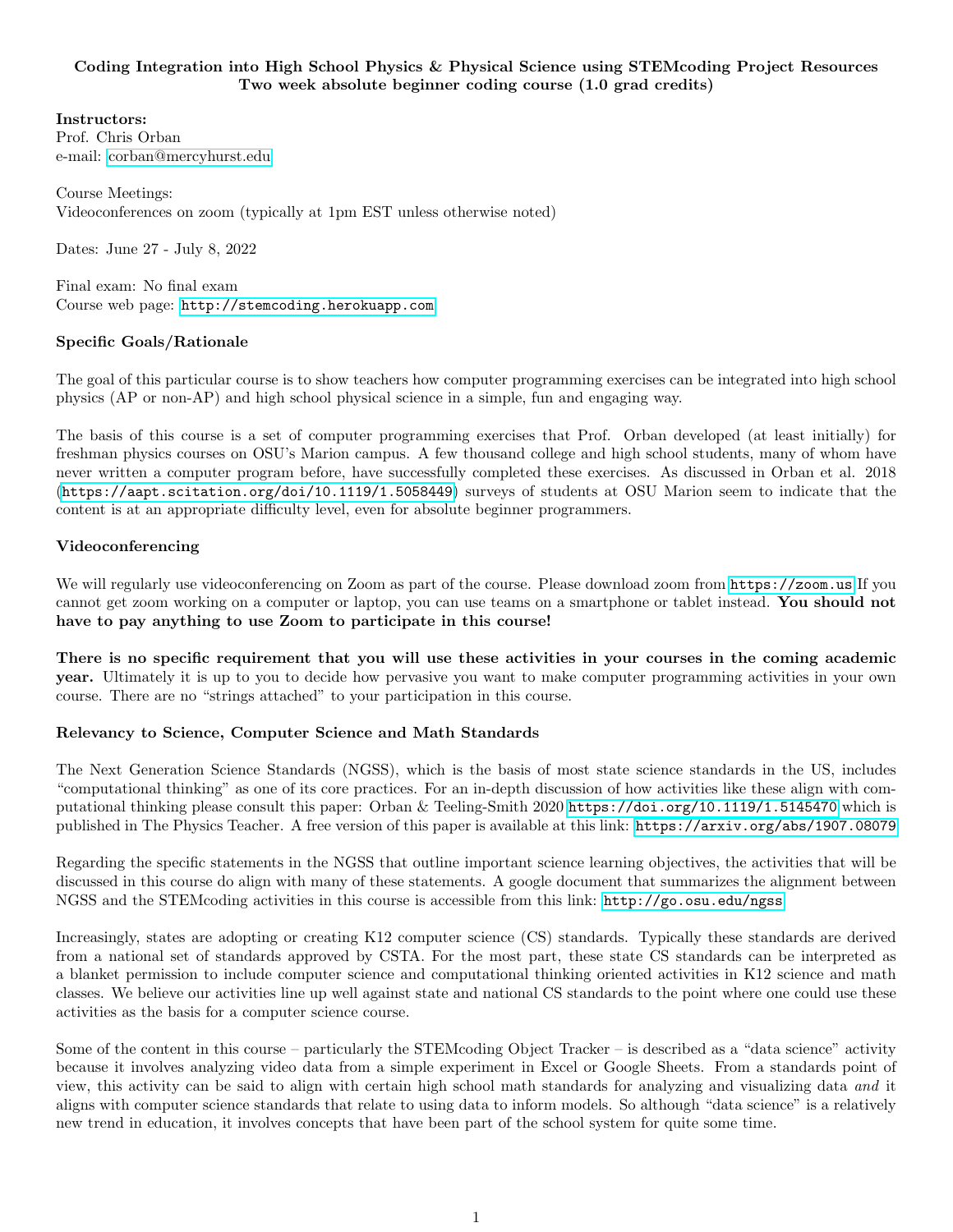**Coding Integration into High School Physics & Physical Science using STEMcoding Project Resources**
**Two week absolute beginner coding course (1.0 grad credits)**

**Instructors:**
Prof. Chris Orban
e-mail: corban@mercyhurst.edu

Course Meetings:
Videoconferences on zoom (typically at 1pm EST unless otherwise noted)

Dates: June 27 - July 8, 2022

Final exam: No final exam
Course web page: http://stemcoding.herokuapp.com

### Specific Goals/Rationale

The goal of this particular course is to show teachers how computer programming exercises can be integrated into high school physics (AP or non-AP) and high school physical science in a simple, fun and engaging way.

The basis of this course is a set of computer programming exercises that Prof. Orban developed (at least initially) for freshman physics courses on OSU's Marion campus. A few thousand college and high school students, many of whom have never written a computer program before, have successfully completed these exercises. As discussed in Orban et al. 2018 (https://aapt.scitation.org/doi/10.1119/1.5058449) surveys of students at OSU Marion seem to indicate that the content is at an appropriate difficulty level, even for absolute beginner programmers.

### Videoconferencing

We will regularly use videoconferencing on Zoom as part of the course. Please download zoom from https://zoom.us If you cannot get zoom working on a computer or laptop, you can use teams on a smartphone or tablet instead. **You should not have to pay anything to use Zoom to participate in this course!**

**There is no specific requirement that you will use these activities in your courses in the coming academic year.** Ultimately it is up to you to decide how pervasive you want to make computer programming activities in your own course. There are no "strings attached" to your participation in this course.

### Relevancy to Science, Computer Science and Math Standards

The Next Generation Science Standards (NGSS), which is the basis of most state science standards in the US, includes "computational thinking" as one of its core practices. For an in-depth discussion of how activities like these align with computational thinking please consult this paper: Orban & Teeling-Smith 2020 https://doi.org/10.1119/1.5145470 which is published in The Physics Teacher. A free version of this paper is available at this link: https://arxiv.org/abs/1907.08079

Regarding the specific statements in the NGSS that outline important science learning objectives, the activities that will be discussed in this course do align with many of these statements. A google document that summarizes the alignment between NGSS and the STEMcoding activities in this course is accessible from this link: http://go.osu.edu/ngss

Increasingly, states are adopting or creating K12 computer science (CS) standards. Typically these standards are derived from a national set of standards approved by CSTA. For the most part, these state CS standards can be interpreted as a blanket permission to include computer science and computational thinking oriented activities in K12 science and math classes. We believe our activities line up well against state and national CS standards to the point where one could use these activities as the basis for a computer science course.

Some of the content in this course – particularly the STEMcoding Object Tracker – is described as a "data science" activity because it involves analyzing video data from a simple experiment in Excel or Google Sheets. From a standards point of view, this activity can be said to align with certain high school math standards for analyzing and visualizing data *and* it aligns with computer science standards that relate to using data to inform models. So although "data science" is a relatively new trend in education, it involves concepts that have been part of the school system for quite some time.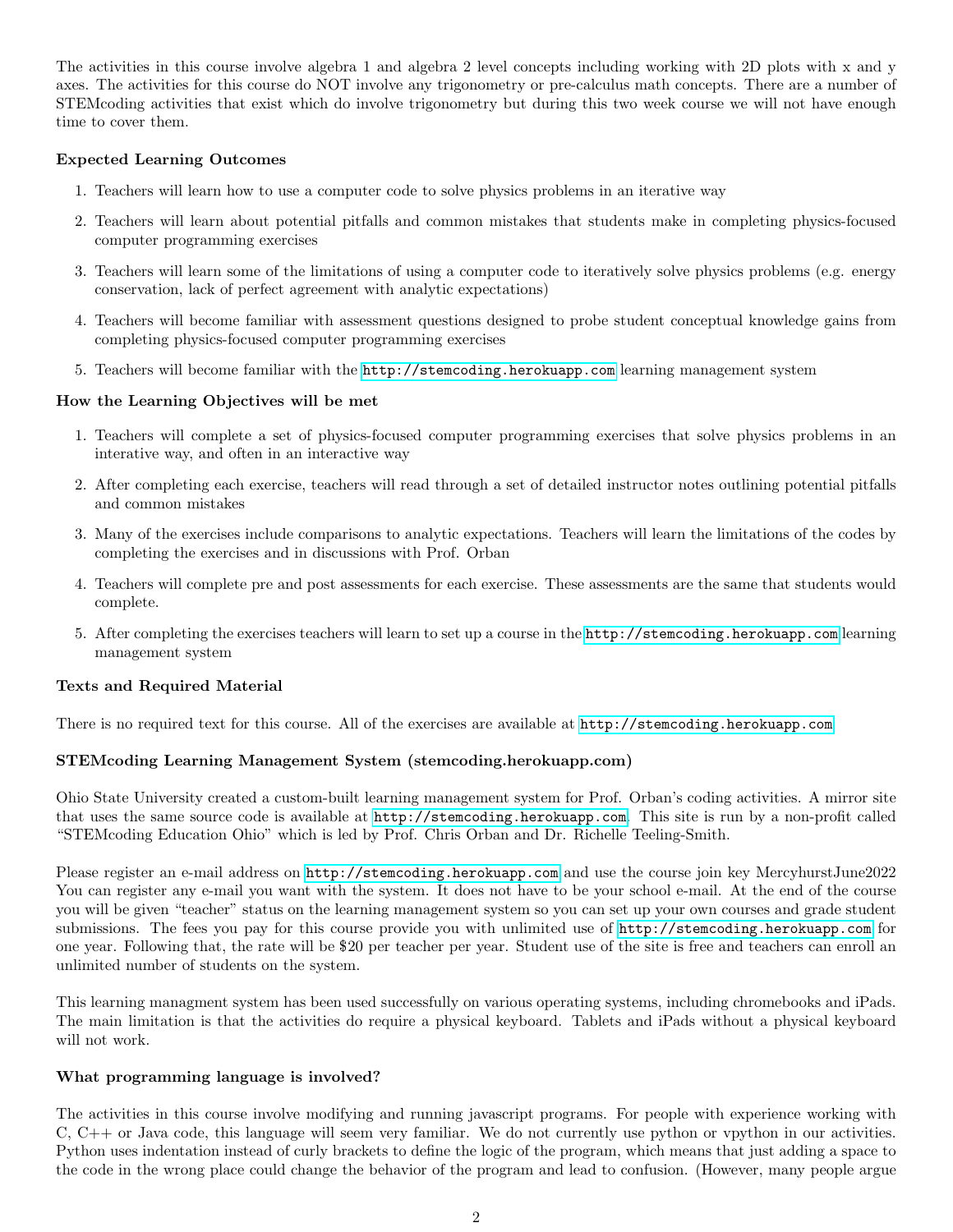The activities in this course involve algebra 1 and algebra 2 level concepts including working with 2D plots with x and y axes. The activities for this course do NOT involve any trigonometry or pre-calculus math concepts. There are a number of STEMcoding activities that exist which do involve trigonometry but during this two week course we will not have enough time to cover them.

### Expected Learning Outcomes

1. Teachers will learn how to use a computer code to solve physics problems in an iterative way
2. Teachers will learn about potential pitfalls and common mistakes that students make in completing physics-focused computer programming exercises
3. Teachers will learn some of the limitations of using a computer code to iteratively solve physics problems (e.g. energy conservation, lack of perfect agreement with analytic expectations)
4. Teachers will become familiar with assessment questions designed to probe student conceptual knowledge gains from completing physics-focused computer programming exercises
5. Teachers will become familiar with the http://stemcoding.herokuapp.com learning management system

### How the Learning Objectives will be met

1. Teachers will complete a set of physics-focused computer programming exercises that solve physics problems in an interative way, and often in an interactive way
2. After completing each exercise, teachers will read through a set of detailed instructor notes outlining potential pitfalls and common mistakes
3. Many of the exercises include comparisons to analytic expectations. Teachers will learn the limitations of the codes by completing the exercises and in discussions with Prof. Orban
4. Teachers will complete pre and post assessments for each exercise. These assessments are the same that students would complete.
5. After completing the exercises teachers will learn to set up a course in the http://stemcoding.herokuapp.com learning management system

### Texts and Required Material

There is no required text for this course. All of the exercises are available at http://stemcoding.herokuapp.com

### STEMcoding Learning Management System (stemcoding.herokuapp.com)

Ohio State University created a custom-built learning management system for Prof. Orban's coding activities. A mirror site that uses the same source code is available at http://stemcoding.herokuapp.com. This site is run by a non-profit called "STEMcoding Education Ohio" which is led by Prof. Chris Orban and Dr. Richelle Teeling-Smith.

Please register an e-mail address on http://stemcoding.herokuapp.com and use the course join key MercyhurstJune2022 You can register any e-mail you want with the system. It does not have to be your school e-mail. At the end of the course you will be given "teacher" status on the learning management system so you can set up your own courses and grade student submissions. The fees you pay for this course provide you with unlimited use of http://stemcoding.herokuapp.com for one year. Following that, the rate will be $20 per teacher per year. Student use of the site is free and teachers can enroll an unlimited number of students on the system.

This learning managment system has been used successfully on various operating systems, including chromebooks and iPads. The main limitation is that the activities do require a physical keyboard. Tablets and iPads without a physical keyboard will not work.

### What programming language is involved?

The activities in this course involve modifying and running javascript programs. For people with experience working with C, C++ or Java code, this language will seem very familiar. We do not currently use python or vpython in our activities. Python uses indentation instead of curly brackets to define the logic of the program, which means that just adding a space to the code in the wrong place could change the behavior of the program and lead to confusion. (However, many people argue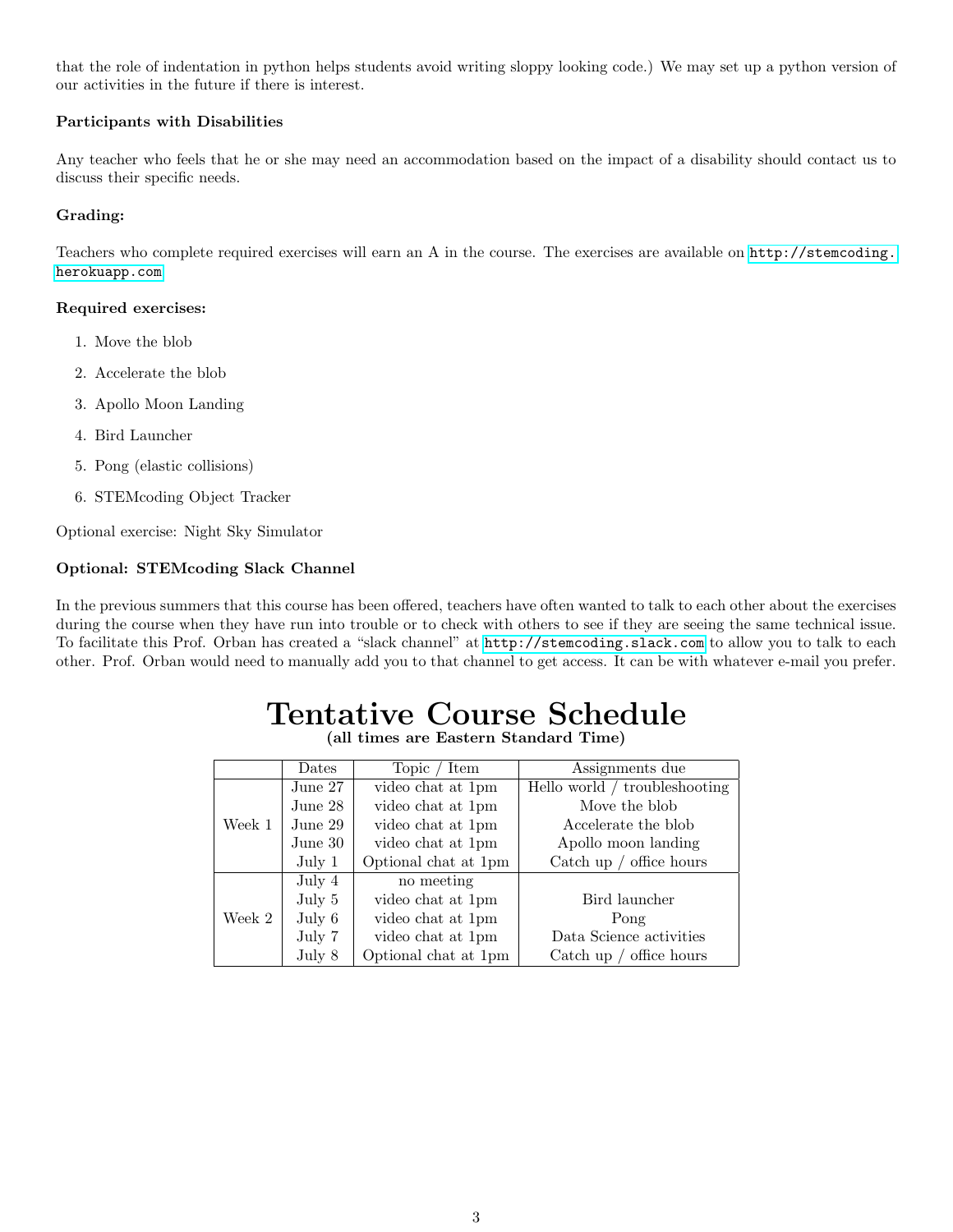that the role of indentation in python helps students avoid writing sloppy looking code.) We may set up a python version of our activities in the future if there is interest.

**Participants with Disabilities**

Any teacher who feels that he or she may need an accommodation based on the impact of a disability should contact us to discuss their specific needs.

**Grading:**

Teachers who complete required exercises will earn an A in the course. The exercises are available on http://stemcoding.herokuapp.com

**Required exercises:**

1. Move the blob
2. Accelerate the blob
3. Apollo Moon Landing
4. Bird Launcher
5. Pong (elastic collisions)
6. STEMcoding Object Tracker

Optional exercise: Night Sky Simulator

**Optional: STEMcoding Slack Channel**

In the previous summers that this course has been offered, teachers have often wanted to talk to each other about the exercises during the course when they have run into trouble or to check with others to see if they are seeing the same technical issue. To facilitate this Prof. Orban has created a "slack channel" at http://stemcoding.slack.com to allow you to talk to each other. Prof. Orban would need to manually add you to that channel to get access. It can be with whatever e-mail you prefer.

# Tentative Course Schedule

**(all times are Eastern Standard Time)**

| | Dates | Topic / Item | Assignments due |
|---|---|---|---|
| Week 1 | June 27 | video chat at 1pm | Hello world / troubleshooting |
| | June 28 | video chat at 1pm | Move the blob |
| | June 29 | video chat at 1pm | Accelerate the blob |
| | June 30 | video chat at 1pm | Apollo moon landing |
| | July 1 | Optional chat at 1pm | Catch up / office hours |
| Week 2 | July 4 | no meeting | |
| | July 5 | video chat at 1pm | Bird launcher |
| | July 6 | video chat at 1pm | Pong |
| | July 7 | video chat at 1pm | Data Science activities |
| | July 8 | Optional chat at 1pm | Catch up / office hours |